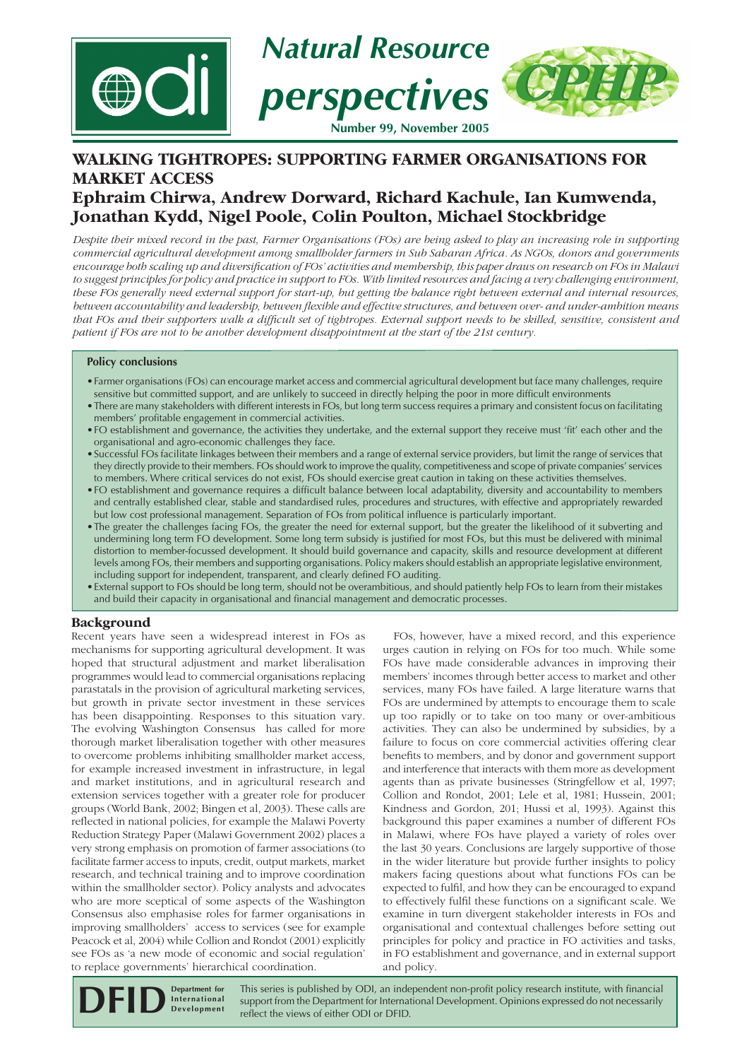# Natural Resource perspectives

**Number 99, November 2005**

## WALKING TIGHTROPES: SUPPORTING FARMER ORGANISATIONS FOR MARKET ACCESS

### Ephraim Chirwa, Andrew Dorward, Richard Kachule, Ian Kumwenda, Jonathan Kydd, Nigel Poole, Colin Poulton, Michael Stockbridge

*Despite their mixed record in the past, Farmer Organisations (FOs) are being asked to play an increasing role in supporting commercial agricultural development among smallholder farmers in Sub Saharan Africa. As NGOs, donors and governments encourage both scaling up and diversification of FOs' activities and membership, this paper draws on research on FOs in Malawi to suggest principles for policy and practice in support to FOs. With limited resources and facing a very challenging environment, these FOs generally need external support for start-up, but getting the balance right between external and internal resources, between accountability and leadership, between flexible and effective structures, and between over- and under-ambition means that FOs and their supporters walk a difficult set of tightropes. External support needs to be skilled, sensitive, consistent and patient if FOs are not to be another development disappointment at the start of the 21st century.*

**Policy conclusions**

- Farmer organisations (FOs) can encourage market access and commercial agricultural development but face many challenges, require sensitive but committed support, and are unlikely to succeed in directly helping the poor in more difficult environments
- There are many stakeholders with different interests in FOs, but long term success requires a primary and consistent focus on facilitating members' profitable engagement in commercial activities.
- FO establishment and governance, the activities they undertake, and the external support they receive must 'fit' each other and the organisational and agro-economic challenges they face.
- Successful FOs facilitate linkages between their members and a range of external service providers, but limit the range of services that they directly provide to their members. FOs should work to improve the quality, competitiveness and scope of private companies' services to members. Where critical services do not exist, FOs should exercise great caution in taking on these activities themselves.
- FO establishment and governance requires a difficult balance between local adaptability, diversity and accountability to members and centrally established clear, stable and standardised rules, procedures and structures, with effective and appropriately rewarded but low cost professional management. Separation of FOs from political influence is particularly important.
- The greater the challenges facing FOs, the greater the need for external support, but the greater the likelihood of it subverting and undermining long term FO development. Some long term subsidy is justified for most FOs, but this must be delivered with minimal distortion to member-focussed development. It should build governance and capacity, skills and resource development at different levels among FOs, their members and supporting organisations. Policy makers should establish an appropriate legislative environment, including support for independent, transparent, and clearly defined FO auditing.
- External support to FOs should be long term, should not be overambitious, and should patiently help FOs to learn from their mistakes and build their capacity in organisational and financial management and democratic processes.

## Background

Recent years have seen a widespread interest in FOs as mechanisms for supporting agricultural development. It was hoped that structural adjustment and market liberalisation programmes would lead to commercial organisations replacing parastatals in the provision of agricultural marketing services, but growth in private sector investment in these services has been disappointing. Responses to this situation vary. The evolving Washington Consensus has called for more thorough market liberalisation together with other measures to overcome problems inhibiting smallholder market access, for example increased investment in infrastructure, in legal and market institutions, and in agricultural research and extension services together with a greater role for producer groups (World Bank, 2002; Bingen et al, 2003). These calls are reflected in national policies, for example the Malawi Poverty Reduction Strategy Paper (Malawi Government 2002) places a very strong emphasis on promotion of farmer associations (to facilitate farmer access to inputs, credit, output markets, market research, and technical training and to improve coordination within the smallholder sector). Policy analysts and advocates who are more sceptical of some aspects of the Washington Consensus also emphasise roles for farmer organisations in improving smallholders' access to services (see for example Peacock et al, 2004) while Collion and Rondot (2001) explicitly see FOs as 'a new mode of economic and social regulation' to replace governments' hierarchical coordination.

FOs, however, have a mixed record, and this experience urges caution in relying on FOs for too much. While some FOs have made considerable advances in improving their members' incomes through better access to market and other services, many FOs have failed. A large literature warns that FOs are undermined by attempts to encourage them to scale up too rapidly or to take on too many or over-ambitious activities. They can also be undermined by subsidies, by a failure to focus on core commercial activities offering clear benefits to members, and by donor and government support and interference that interacts with them more as development agents than as private businesses (Stringfellow et al, 1997; Collion and Rondot, 2001; Lele et al, 1981; Hussein, 2001; Kindness and Gordon, 201; Hussi et al, 1993). Against this background this paper examines a number of different FOs in Malawi, where FOs have played a variety of roles over the last 30 years. Conclusions are largely supportive of those in the wider literature but provide further insights to policy makers facing questions about what functions FOs can be expected to fulfil, and how they can be encouraged to expand to effectively fulfil these functions on a significant scale. We examine in turn divergent stakeholder interests in FOs and organisational and contextual challenges before setting out principles for policy and practice in FO activities and tasks, in FO establishment and governance, and in external support and policy.

**DFID** Department for International Development

This series is published by ODI, an independent non-profit policy research institute, with financial support from the Department for International Development. Opinions expressed do not necessarily reflect the views of either ODI or DFID.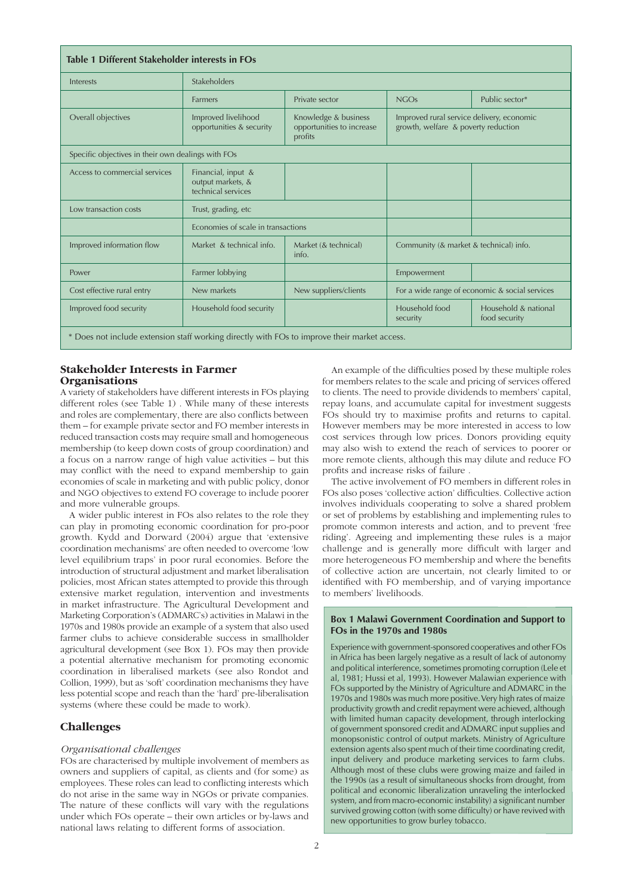**Table 1 Different Stakeholder interests in FOs**

| Interests | Stakeholders | | | |
|---|---|---|---|---|
| | Farmers | Private sector | NGOs | Public sector* |
| Overall objectives | Improved livelihood opportunities & security | Knowledge & business opportunities to increase profits | Improved rural service delivery, economic growth, welfare & poverty reduction | |
| Specific objectives in their own dealings with FOs | | | | |
| Access to commercial services | Financial, input & output markets, & technical services | | | |
| Low transaction costs | Trust, grading, etc | | | |
| | Economies of scale in transactions | | | |
| Improved information flow | Market & technical info. | Market (& technical) info. | Community (& market & technical) info. | |
| Power | Farmer lobbying | | Empowerment | |
| Cost effective rural entry | New markets | New suppliers/clients | For a wide range of economic & social services | |
| Improved food security | Household food security | | Household food security | Household & national food security |

\* Does not include extension staff working directly with FOs to improve their market access.

## Stakeholder Interests in Farmer Organisations

A variety of stakeholders have different interests in FOs playing different roles (see Table 1) . While many of these interests and roles are complementary, there are also conflicts between them – for example private sector and FO member interests in reduced transaction costs may require small and homogeneous membership (to keep down costs of group coordination) and a focus on a narrow range of high value activities – but this may conflict with the need to expand membership to gain economies of scale in marketing and with public policy, donor and NGO objectives to extend FO coverage to include poorer and more vulnerable groups.

A wider public interest in FOs also relates to the role they can play in promoting economic coordination for pro-poor growth. Kydd and Dorward (2004) argue that 'extensive coordination mechanisms' are often needed to overcome 'low level equilibrium traps' in poor rural economies. Before the introduction of structural adjustment and market liberalisation policies, most African states attempted to provide this through extensive market regulation, intervention and investments in market infrastructure. The Agricultural Development and Marketing Corporation's (ADMARC's) activities in Malawi in the 1970s and 1980s provide an example of a system that also used farmer clubs to achieve considerable success in smallholder agricultural development (see Box 1). FOs may then provide a potential alternative mechanism for promoting economic coordination in liberalised markets (see also Rondot and Collion, 1999), but as 'soft' coordination mechanisms they have less potential scope and reach than the 'hard' pre-liberalisation systems (where these could be made to work).

## Challenges

### *Organisational challenges*

FOs are characterised by multiple involvement of members as owners and suppliers of capital, as clients and (for some) as employees. These roles can lead to conflicting interests which do not arise in the same way in NGOs or private companies. The nature of these conflicts will vary with the regulations under which FOs operate – their own articles or by-laws and national laws relating to different forms of association.

An example of the difficulties posed by these multiple roles for members relates to the scale and pricing of services offered to clients. The need to provide dividends to members' capital, repay loans, and accumulate capital for investment suggests FOs should try to maximise profits and returns to capital. However members may be more interested in access to low cost services through low prices. Donors providing equity may also wish to extend the reach of services to poorer or more remote clients, although this may dilute and reduce FO profits and increase risks of failure .

The active involvement of FO members in different roles in FOs also poses 'collective action' difficulties. Collective action involves individuals cooperating to solve a shared problem or set of problems by establishing and implementing rules to promote common interests and action, and to prevent 'free riding'. Agreeing and implementing these rules is a major challenge and is generally more difficult with larger and more heterogeneous FO membership and where the benefits of collective action are uncertain, not clearly limited to or identified with FO membership, and of varying importance to members' livelihoods.

**Box 1 Malawi Government Coordination and Support to FOs in the 1970s and 1980s**

Experience with government-sponsored cooperatives and other FOs in Africa has been largely negative as a result of lack of autonomy and political interference, sometimes promoting corruption (Lele et al, 1981; Hussi et al, 1993). However Malawian experience with FOs supported by the Ministry of Agriculture and ADMARC in the 1970s and 1980s was much more positive. Very high rates of maize productivity growth and credit repayment were achieved, although with limited human capacity development, through interlocking of government sponsored credit and ADMARC input supplies and monopsonistic control of output markets. Ministry of Agriculture extension agents also spent much of their time coordinating credit, input delivery and produce marketing services to farm clubs. Although most of these clubs were growing maize and failed in the 1990s (as a result of simultaneous shocks from drought, from political and economic liberalization unraveling the interlocked system, and from macro-economic instability) a significant number survived growing cotton (with some difficulty) or have revived with new opportunities to grow burley tobacco.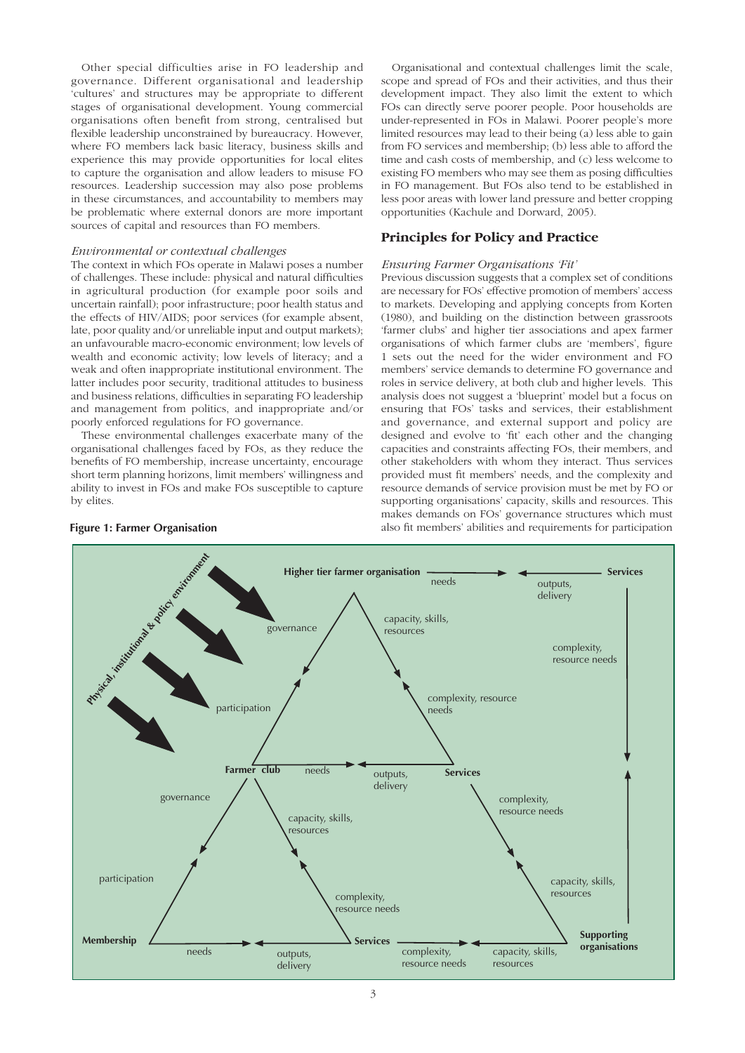Other special difficulties arise in FO leadership and governance. Different organisational and leadership 'cultures' and structures may be appropriate to different stages of organisational development. Young commercial organisations often benefit from strong, centralised but flexible leadership unconstrained by bureaucracy. However, where FO members lack basic literacy, business skills and experience this may provide opportunities for local elites to capture the organisation and allow leaders to misuse FO resources. Leadership succession may also pose problems in these circumstances, and accountability to members may be problematic where external donors are more important sources of capital and resources than FO members.

*Environmental or contextual challenges*

The context in which FOs operate in Malawi poses a number of challenges. These include: physical and natural difficulties in agricultural production (for example poor soils and uncertain rainfall); poor infrastructure; poor health status and the effects of HIV/AIDS; poor services (for example absent, late, poor quality and/or unreliable input and output markets); an unfavourable macro-economic environment; low levels of wealth and economic activity; low levels of literacy; and a weak and often inappropriate institutional environment. The latter includes poor security, traditional attitudes to business and business relations, difficulties in separating FO leadership and management from politics, and inappropriate and/or poorly enforced regulations for FO governance.

These environmental challenges exacerbate many of the organisational challenges faced by FOs, as they reduce the benefits of FO membership, increase uncertainty, encourage short term planning horizons, limit members' willingness and ability to invest in FOs and make FOs susceptible to capture by elites.

Organisational and contextual challenges limit the scale, scope and spread of FOs and their activities, and thus their development impact. They also limit the extent to which FOs can directly serve poorer people. Poor households are under-represented in FOs in Malawi. Poorer people's more limited resources may lead to their being (a) less able to gain from FO services and membership; (b) less able to afford the time and cash costs of membership, and (c) less welcome to existing FO members who may see them as posing difficulties in FO management. But FOs also tend to be established in less poor areas with lower land pressure and better cropping opportunities (Kachule and Dorward, 2005).

## Principles for Policy and Practice

*Ensuring Farmer Organisations 'Fit'*

Previous discussion suggests that a complex set of conditions are necessary for FOs' effective promotion of members' access to markets. Developing and applying concepts from Korten (1980), and building on the distinction between grassroots 'farmer clubs' and higher tier associations and apex farmer organisations of which farmer clubs are 'members', figure 1 sets out the need for the wider environment and FO members' service demands to determine FO governance and roles in service delivery, at both club and higher levels. This analysis does not suggest a 'blueprint' model but a focus on ensuring that FOs' tasks and services, their establishment and governance, and external support and policy are designed and evolve to 'fit' each other and the changing capacities and constraints affecting FOs, their members, and other stakeholders with whom they interact. Thus services provided must fit members' needs, and the complexity and resource demands of service provision must be met by FO or supporting organisations' capacity, skills and resources. This makes demands on FOs' governance structures which must also fit members' abilities and requirements for participation

**Figure 1: Farmer Organisation**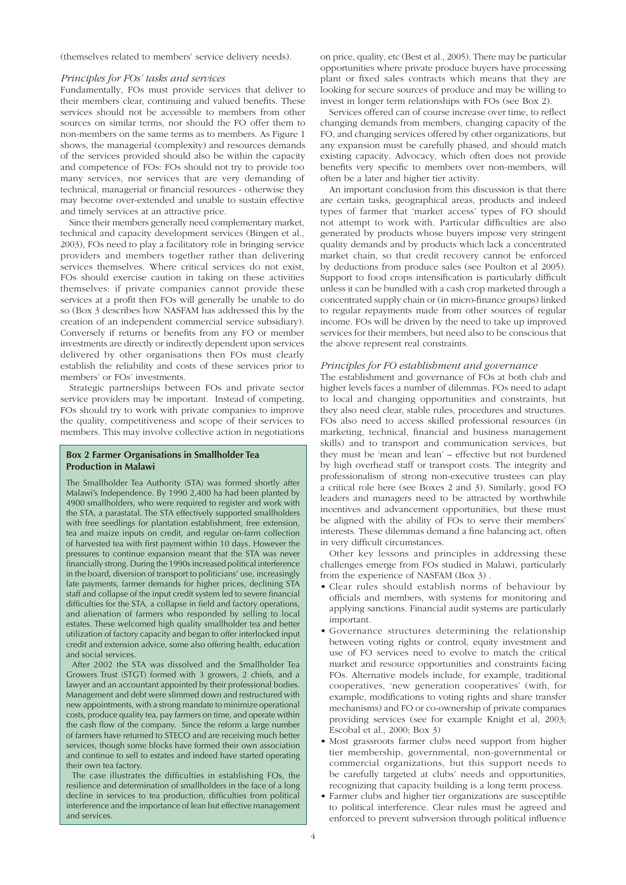(themselves related to members' service delivery needs).

### *Principles for FOs' tasks and services*

Fundamentally, FOs must provide services that deliver to their members clear, continuing and valued benefits. These services should not be accessible to members from other sources on similar terms, nor should the FO offer them to non-members on the same terms as to members. As Figure 1 shows, the managerial (complexity) and resources demands of the services provided should also be within the capacity and competence of FOs: FOs should not try to provide too many services, nor services that are very demanding of technical, managerial or financial resources - otherwise they may become over-extended and unable to sustain effective and timely services at an attractive price.

Since their members generally need complementary market, technical and capacity development services (Bingen et al., 2003), FOs need to play a facilitatory role in bringing service providers and members together rather than delivering services themselves. Where critical services do not exist, FOs should exercise caution in taking on these activities themselves: if private companies cannot provide these services at a profit then FOs will generally be unable to do so (Box 3 describes how NASFAM has addressed this by the creation of an independent commercial service subsidiary). Conversely if returns or benefits from any FO or member investments are directly or indirectly dependent upon services delivered by other organisations then FOs must clearly establish the reliability and costs of these services prior to members' or FOs' investments.

Strategic partnerships between FOs and private sector service providers may be important. Instead of competing, FOs should try to work with private companies to improve the quality, competitiveness and scope of their services to members. This may involve collective action in negotiations on price, quality, etc (Best et al., 2005). There may be particular opportunities where private produce buyers have processing plant or fixed sales contracts which means that they are looking for secure sources of produce and may be willing to invest in longer term relationships with FOs (see Box 2).

Services offered can of course increase over time, to reflect changing demands from members, changing capacity of the FO, and changing services offered by other organizations, but any expansion must be carefully phased, and should match existing capacity. Advocacy, which often does not provide benefits very specific to members over non-members, will often be a later and higher tier activity.

An important conclusion from this discussion is that there are certain tasks, geographical areas, products and indeed types of farmer that 'market access' types of FO should not attempt to work with. Particular difficulties are also generated by products whose buyers impose very stringent quality demands and by products which lack a concentrated market chain, so that credit recovery cannot be enforced by deductions from produce sales (see Poulton et al 2005). Support to food crops intensification is particularly difficult unless it can be bundled with a cash crop marketed through a concentrated supply chain or (in micro-finance groups) linked to regular repayments made from other sources of regular income. FOs will be driven by the need to take up improved services for their members, but need also to be conscious that the above represent real constraints.

### *Principles for FO establishment and governance*

The establishment and governance of FOs at both club and higher levels faces a number of dilemmas. FOs need to adapt to local and changing opportunities and constraints, but they also need clear, stable rules, procedures and structures. FOs also need to access skilled professional resources (in marketing, technical, financial and business management skills) and to transport and communication services, but they must be 'mean and lean' – effective but not burdened by high overhead staff or transport costs. The integrity and professionalism of strong non-executive trustees can play a critical role here (see Boxes 2 and 3). Similarly, good FO leaders and managers need to be attracted by worthwhile incentives and advancement opportunities, but these must be aligned with the ability of FOs to serve their members' interests. These dilemmas demand a fine balancing act, often in very difficult circumstances.

Other key lessons and principles in addressing these challenges emerge from FOs studied in Malawi, particularly from the experience of NASFAM (Box 3) .

- Clear rules should establish norms of behaviour by officials and members, with systems for monitoring and applying sanctions. Financial audit systems are particularly important.
- Governance structures determining the relationship between voting rights or control, equity investment and use of FO services need to evolve to match the critical market and resource opportunities and constraints facing FOs. Alternative models include, for example, traditional cooperatives, 'new generation cooperatives' (with, for example, modifications to voting rights and share transfer mechanisms) and FO or co-ownership of private companies providing services (see for example Knight et al, 2003; Escobal et al., 2000; Box 3)
- Most grassroots farmer clubs need support from higher tier membership, governmental, non-governmental or commercial organizations, but this support needs to be carefully targeted at clubs' needs and opportunities, recognizing that capacity building is a long term process.
- Farmer clubs and higher tier organizations are susceptible to political interference. Clear rules must be agreed and enforced to prevent subversion through political influence

---

**Box 2 Farmer Organisations in Smallholder Tea Production in Malawi**

The Smallholder Tea Authority (STA) was formed shortly after Malawi's Independence. By 1990 2,400 ha had been planted by 4900 smallholders, who were required to register and work with the STA, a parastatal. The STA effectively supported smallholders with free seedlings for plantation establishment, free extension, tea and maize inputs on credit, and regular on-farm collection of harvested tea with first payment within 10 days. However the pressures to continue expansion meant that the STA was never financially strong. During the 1990s increased political interference in the board, diversion of transport to politicians' use, increasingly late payments, farmer demands for higher prices, declining STA staff and collapse of the input credit system led to severe financial difficulties for the STA, a collapse in field and factory operations, and alienation of farmers who responded by selling to local estates. These welcomed high quality smallholder tea and better utilization of factory capacity and began to offer interlocked input credit and extension advice, some also offering health, education and social services.

After 2002 the STA was dissolved and the Smallholder Tea Growers Trust (STGT) formed with 3 growers, 2 chiefs, and a lawyer and an accountant appointed by their professional bodies. Management and debt were slimmed down and restructured with new appointments, with a strong mandate to minimize operational costs, produce quality tea, pay farmers on time, and operate within the cash flow of the company. Since the reform a large number of farmers have returned to STECO and are receiving much better services, though some blocks have formed their own association and continue to sell to estates and indeed have started operating their own tea factory.

The case illustrates the difficulties in establishing FOs, the resilience and determination of smallholders in the face of a long decline in services to tea production, difficulties from political interference and the importance of lean but effective management and services.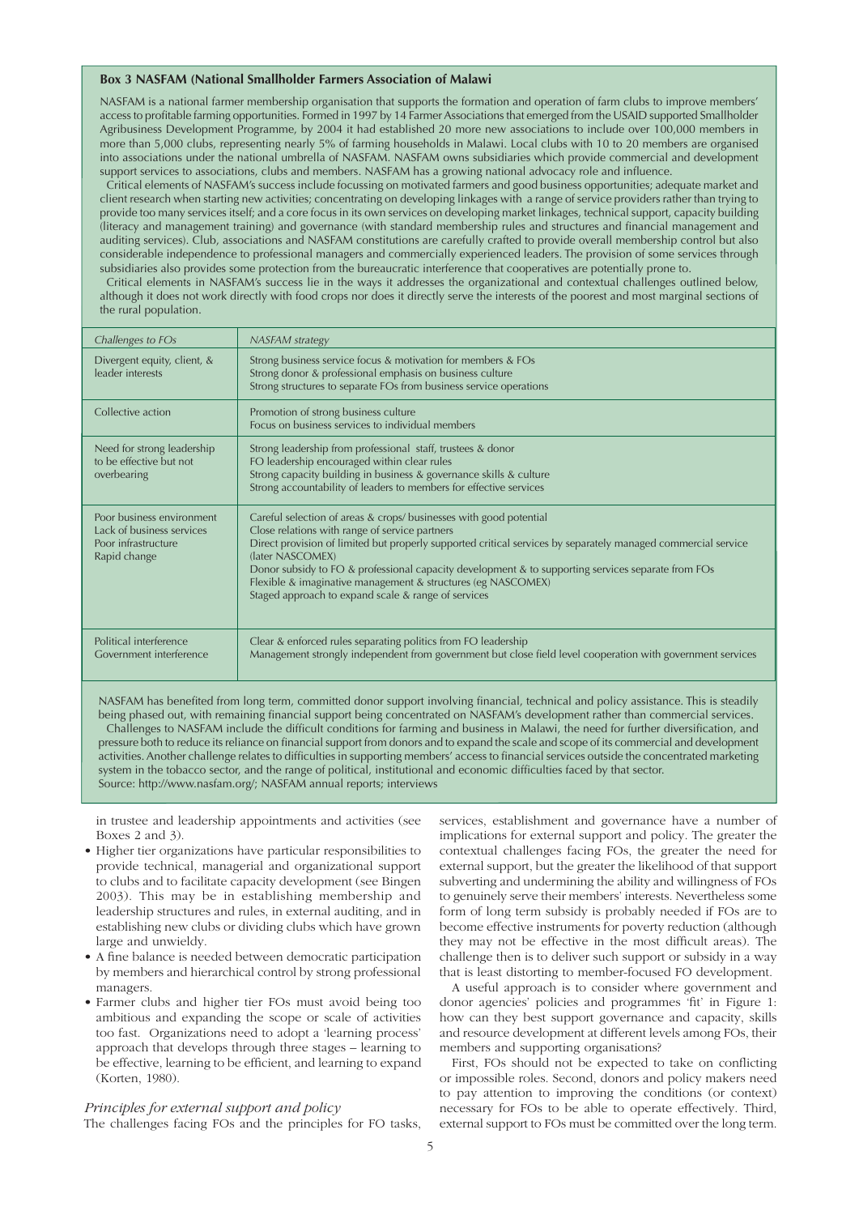**Box 3 NASFAM (National Smallholder Farmers Association of Malawi**

NASFAM is a national farmer membership organisation that supports the formation and operation of farm clubs to improve members' access to profitable farming opportunities. Formed in 1997 by 14 Farmer Associations that emerged from the USAID supported Smallholder Agribusiness Development Programme, by 2004 it had established 20 more new associations to include over 100,000 members in more than 5,000 clubs, representing nearly 5% of farming households in Malawi. Local clubs with 10 to 20 members are organised into associations under the national umbrella of NASFAM. NASFAM owns subsidiaries which provide commercial and development support services to associations, clubs and members. NASFAM has a growing national advocacy role and influence.

Critical elements of NASFAM's success include focussing on motivated farmers and good business opportunities; adequate market and client research when starting new activities; concentrating on developing linkages with a range of service providers rather than trying to provide too many services itself; and a core focus in its own services on developing market linkages, technical support, capacity building (literacy and management training) and governance (with standard membership rules and structures and financial management and auditing services). Club, associations and NASFAM constitutions are carefully crafted to provide overall membership control but also considerable independence to professional managers and commercially experienced leaders. The provision of some services through subsidiaries also provides some protection from the bureaucratic interference that cooperatives are potentially prone to.

Critical elements in NASFAM's success lie in the ways it addresses the organizational and contextual challenges outlined below, although it does not work directly with food crops nor does it directly serve the interests of the poorest and most marginal sections of the rural population.

| *Challenges to FOs* | *NASFAM strategy* |
|---|---|
| Divergent equity, client, & leader interests | Strong business service focus & motivation for members & FOs<br>Strong donor & professional emphasis on business culture<br>Strong structures to separate FOs from business service operations |
| Collective action | Promotion of strong business culture<br>Focus on business services to individual members |
| Need for strong leadership to be effective but not overbearing | Strong leadership from professional staff, trustees & donor<br>FO leadership encouraged within clear rules<br>Strong capacity building in business & governance skills & culture<br>Strong accountability of leaders to members for effective services |
| Poor business environment<br>Lack of business services<br>Poor infrastructure<br>Rapid change | Careful selection of areas & crops/ businesses with good potential<br>Close relations with range of service partners<br>Direct provision of limited but properly supported critical services by separately managed commercial service (later NASCOMEX)<br>Donor subsidy to FO & professional capacity development & to supporting services separate from FOs<br>Flexible & imaginative management & structures (eg NASCOMEX)<br>Staged approach to expand scale & range of services |
| Political interference<br>Government interference | Clear & enforced rules separating politics from FO leadership<br>Management strongly independent from government but close field level cooperation with government services |

NASFAM has benefited from long term, committed donor support involving financial, technical and policy assistance. This is steadily being phased out, with remaining financial support being concentrated on NASFAM's development rather than commercial services.

Challenges to NASFAM include the difficult conditions for farming and business in Malawi, the need for further diversification, and pressure both to reduce its reliance on financial support from donors and to expand the scale and scope of its commercial and development activities. Another challenge relates to difficulties in supporting members' access to financial services outside the concentrated marketing system in the tobacco sector, and the range of political, institutional and economic difficulties faced by that sector.

Source: http://www.nasfam.org/; NASFAM annual reports; interviews

in trustee and leadership appointments and activities (see Boxes 2 and 3).

- Higher tier organizations have particular responsibilities to provide technical, managerial and organizational support to clubs and to facilitate capacity development (see Bingen 2003). This may be in establishing membership and leadership structures and rules, in external auditing, and in establishing new clubs or dividing clubs which have grown large and unwieldy.
- A fine balance is needed between democratic participation by members and hierarchical control by strong professional managers.
- Farmer clubs and higher tier FOs must avoid being too ambitious and expanding the scope or scale of activities too fast. Organizations need to adopt a 'learning process' approach that develops through three stages – learning to be effective, learning to be efficient, and learning to expand (Korten, 1980).

### *Principles for external support and policy*

The challenges facing FOs and the principles for FO tasks, services, establishment and governance have a number of implications for external support and policy. The greater the contextual challenges facing FOs, the greater the need for external support, but the greater the likelihood of that support subverting and undermining the ability and willingness of FOs to genuinely serve their members' interests. Nevertheless some form of long term subsidy is probably needed if FOs are to become effective instruments for poverty reduction (although they may not be effective in the most difficult areas). The challenge then is to deliver such support or subsidy in a way that is least distorting to member-focused FO development.

A useful approach is to consider where government and donor agencies' policies and programmes 'fit' in Figure 1: how can they best support governance and capacity, skills and resource development at different levels among FOs, their members and supporting organisations?

First, FOs should not be expected to take on conflicting or impossible roles. Second, donors and policy makers need to pay attention to improving the conditions (or context) necessary for FOs to be able to operate effectively. Third, external support to FOs must be committed over the long term.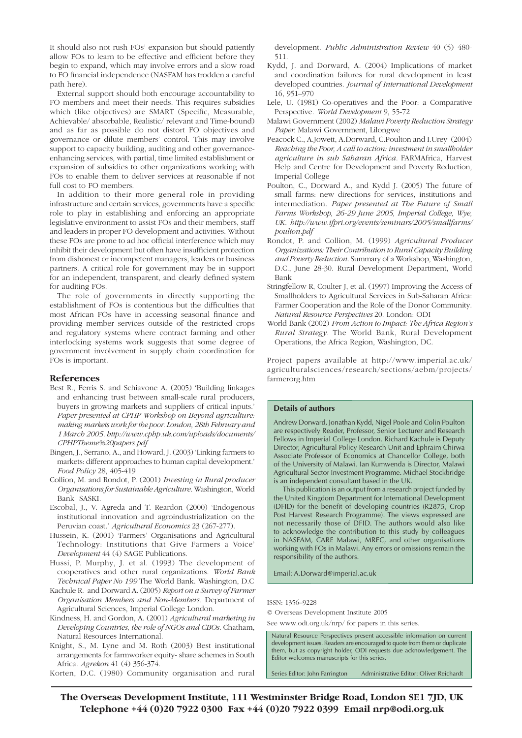It should also not rush FOs' expansion but should patiently allow FOs to learn to be effective and efficient before they begin to expand, which may involve errors and a slow road to FO financial independence (NASFAM has trodden a careful path here).

External support should both encourage accountability to FO members and meet their needs. This requires subsidies which (like objectives) are SMART (Specific, Measurable, Achievable/ absorbable, Realistic/ relevant and Time-bound) and as far as possible do not distort FO objectives and governance or dilute members' control. This may involve support to capacity building, auditing and other governance-enhancing services, with partial, time limited establishment or expansion of subsidies to other organizations working with FOs to enable them to deliver services at reasonable if not full cost to FO members.

In addition to their more general role in providing infrastructure and certain services, governments have a specific role to play in establishing and enforcing an appropriate legislative environment to assist FOs and their members, staff and leaders in proper FO development and activities. Without these FOs are prone to ad hoc official interference which may inhibit their development but often have insufficient protection from dishonest or incompetent managers, leaders or business partners. A critical role for government may be in support for an independent, transparent, and clearly defined system for auditing FOs.

The role of governments in directly supporting the establishment of FOs is contentious but the difficulties that most African FOs have in accessing seasonal finance and providing member services outside of the restricted crops and regulatory systems where contract farming and other interlocking systems work suggests that some degree of government involvement in supply chain coordination for FOs is important.

## References

Best R., Ferris S. and Schiavone A. (2005) 'Building linkages and enhancing trust between small-scale rural producers, buyers in growing markets and suppliers of critical inputs.' *Paper presented at CPHP Workshop on Beyond agriculture: making markets work for the poor. London, 28th February and 1 March 2005. http://www.cphp.uk.com/uploads/documents/CPHPTheme%20papers.pdf*

Bingen, J., Serrano, A., and Howard, J. (2003) 'Linking farmers to markets: different approaches to human capital development.' *Food Policy* 28, 405-419

Collion, M. and Rondot, P. (2001) *Investing in Rural producer Organisations for Sustainable Agriculture*. Washington, World Bank SASKI.

Escobal, J., V. Agreda and T. Reardon (2000) 'Endogenous institutional innovation and agroindustrialization on the Peruvian coast.' *Agricultural Economics* 23 (267-277).

Hussein, K. (2001) 'Farmers' Organisations and Agricultural Technology: Institutions that Give Farmers a Voice' *Development* 44 (4) SAGE Publications.

Hussi, P. Murphy, J. et al. (1993) The development of cooperatives and other rural organizations. *World Bank Technical Paper No 199* The World Bank. Washington, D.C

Kachule R. and Dorward A. (2005) *Report on a Survey of Farmer Organisation Members and Non-Members*. Department of Agricultural Sciences, Imperial College London.

Kindness, H. and Gordon, A. (2001) *Agricultural marketing in Developing Countries, the role of NGOs and CBOs*. Chatham, Natural Resources International.

Knight, S., M. Lyne and M. Roth (2003) Best institutional arrangements for farmworker equity- share schemes in South Africa. *Agrekon* 41 (4) 356-374.

Korten, D.C. (1980) Community organisation and rural development. *Public Administration Review* 40 (5) 480-511.

Kydd, J. and Dorward, A. (2004) Implications of market and coordination failures for rural development in least developed countries. *Journal of International Development* 16, 951–970

Lele, U. (1981) Co-operatives and the Poor: a Comparative Perspective. *World Development* 9, 55-72

Malawi Government (2002) *Malawi Poverty Reduction Strategy Paper*. Malawi Government, Lilongwe

Peacock C., A.Jowett, A.Dorward, C.Poulton and I.Urey (2004) *Reaching the Poor, A call to action: investment in smallholder agriculture in sub Saharan Africa*. FARMAfrica, Harvest Help and Centre for Development and Poverty Reduction, Imperial College

Poulton, C., Dorward A., and Kydd J. (2005) The future of small farms: new directions for services, institutions and intermediation. *Paper presented at The Future of Small Farms Workshop, 26-29 June 2005, Imperial College, Wye, UK. http://www.ifpri.org/events/seminars/2005/smallfarms/poulton.pdf*

Rondot, P. and Collion, M. (1999) *Agricultural Producer Organizations: Their Contribution to Rural Capacity Building and Poverty Reduction*. Summary of a Workshop, Washington, D.C., June 28-30. Rural Development Department, World Bank

Stringfellow R, Coulter J, et al. (1997) Improving the Access of Smallholders to Agricultural Services in Sub-Saharan Africa: Farmer Cooperation and the Role of the Donor Community. *Natural Resource Perspectives* 20. London: ODI

World Bank (2002) *From Action to Impact: The Africa Region's Rural Strategy*. The World Bank, Rural Development Operations, the Africa Region, Washington, DC.

Project papers available at http://www.imperial.ac.uk/agriculturalsciences/research/sections/aebm/projects/farmerorg.htm

**Details of authors**

Andrew Dorward, Jonathan Kydd, Nigel Poole and Colin Poulton are respectively Reader, Professor, Senior Lecturer and Research Fellows in Imperial College London. Richard Kachule is Deputy Director, Agricultural Policy Research Unit and Ephraim Chirwa Associate Professor of Economics at Chancellor College, both of the University of Malawi. Ian Kumwenda is Director, Malawi Agricultural Sector Investment Programme. Michael Stockbridge is an independent consultant based in the UK.

This publication is an output from a research project funded by the United Kingdom Department for International Development (DFID) for the benefit of developing countries (R2875, Crop Post Harvest Research Programme). The views expressed are not necessarily those of DFID. The authors would also like to acknowledge the contribution to this study by colleagues in NASFAM, CARE Malawi, MRFC, and other organisations working with FOs in Malawi. Any errors or omissions remain the responsibility of the authors.

Email: A.Dorward@imperial.ac.uk

ISSN: 1356–9228

© Overseas Development Institute 2005

See www.odi.org.uk/nrp/ for papers in this series.

Natural Resource Perspectives present accessible information on current development issues. Readers are encouraged to quote from them or duplicate them, but as copyright holder, ODI requests due acknowledgement. The Editor welcomes manuscripts for this series.

Series Editor: John Farrington     Administrative Editor: Oliver Reichardt

**The Overseas Development Institute, 111 Westminster Bridge Road, London SE1 7JD, UK**
**Telephone +44 (0)20 7922 0300 Fax +44 (0)20 7922 0399 Email nrp@odi.org.uk**